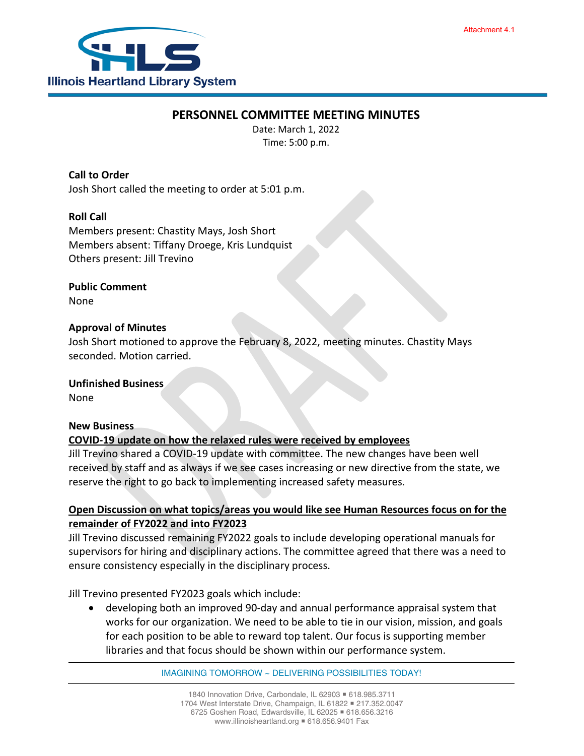Attachment 4.1

Illinois Heartland Library System

# PERSONNEL COMMITTEE MEETING MINUTES

Date: March 1, 2022
Time: 5:00 p.m.

**Call to Order**
Josh Short called the meeting to order at 5:01 p.m.

**Roll Call**
Members present: Chastity Mays, Josh Short
Members absent: Tiffany Droege, Kris Lundquist
Others present: Jill Trevino

**Public Comment**
None

**Approval of Minutes**
Josh Short motioned to approve the February 8, 2022, meeting minutes. Chastity Mays seconded. Motion carried.

**Unfinished Business**
None

**New Business**

**COVID-19 update on how the relaxed rules were received by employees**
Jill Trevino shared a COVID-19 update with committee. The new changes have been well received by staff and as always if we see cases increasing or new directive from the state, we reserve the right to go back to implementing increased safety measures.

**Open Discussion on what topics/areas you would like see Human Resources focus on for the remainder of FY2022 and into FY2023**
Jill Trevino discussed remaining FY2022 goals to include developing operational manuals for supervisors for hiring and disciplinary actions. The committee agreed that there was a need to ensure consistency especially in the disciplinary process.

Jill Trevino presented FY2023 goals which include:

- developing both an improved 90-day and annual performance appraisal system that works for our organization. We need to be able to tie in our vision, mission, and goals for each position to be able to reward top talent. Our focus is supporting member libraries and that focus should be shown within our performance system.

IMAGINING TOMORROW ~ DELIVERING POSSIBILITIES TODAY!

1840 Innovation Drive, Carbondale, IL 62903 ▪ 618.985.3711
1704 West Interstate Drive, Champaign, IL 61822 ▪ 217.352.0047
6725 Goshen Road, Edwardsville, IL 62025 ▪ 618.656.3216
www.illinoisheartland.org ▪ 618.656.9401 Fax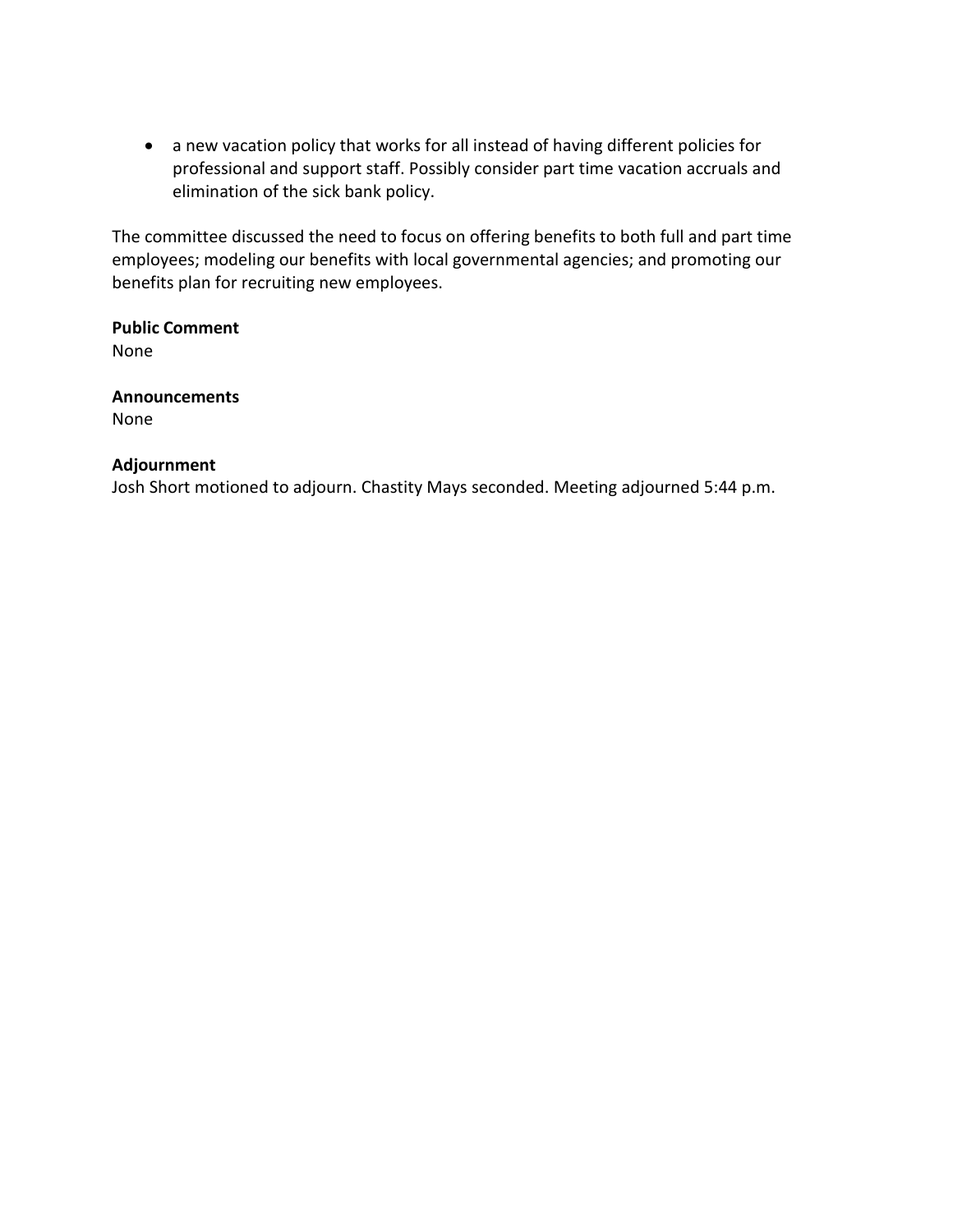- a new vacation policy that works for all instead of having different policies for professional and support staff. Possibly consider part time vacation accruals and elimination of the sick bank policy.

The committee discussed the need to focus on offering benefits to both full and part time employees; modeling our benefits with local governmental agencies; and promoting our benefits plan for recruiting new employees.

**Public Comment**
None

**Announcements**
None

**Adjournment**
Josh Short motioned to adjourn. Chastity Mays seconded. Meeting adjourned 5:44 p.m.